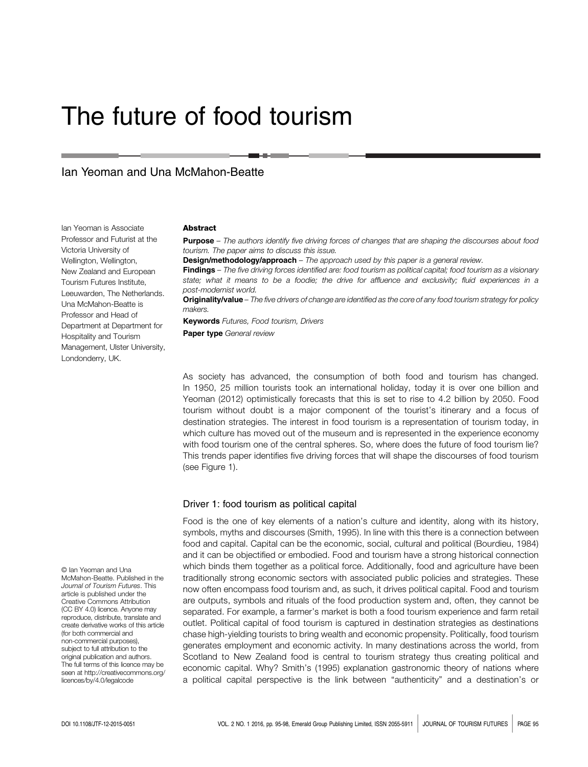# The future of food tourism

## Ian Yeoman and Una McMahon-Beatte

Ian Yeoman is Associate Professor and Futurist at the Victoria University of Wellington, Wellington, New Zealand and European Tourism Futures Institute, Leeuwarden, The Netherlands. Una McMahon-Beatte is Professor and Head of Department at Department for Hospitality and Tourism Management, Ulster University, Londonderry, UK.

### Abstract

**Purpose** – *The authors identify five driving forces of changes that are shaping the discourses about food tourism. The paper aims to discuss this issue.*

**Design/methodology/approach** – *The approach used by this paper is a general review.*

**Findings** – *The five driving forces identified are: food tourism as political capital; food tourism as a visionary state; what it means to be a foodie; the drive for affluence and exclusivity; fluid experiences in a post-modernist world.*

**Originality/value** – *The five drivers of change are identified as the core of any food tourism strategy for policy makers.*

**Keywords** *Futures, Food tourism, Drivers*

**Paper type** *General review*

As society has advanced, the consumption of both food and tourism has changed. In 1950, 25 million tourists took an international holiday, today it is over one billion and Yeoman (2012) optimistically forecasts that this is set to rise to 4.2 billion by 2050. Food tourism without doubt is a major component of the tourist's itinerary and a focus of destination strategies. The interest in food tourism is a representation of tourism today, in which culture has moved out of the museum and is represented in the experience economy with food tourism one of the central spheres. So, where does the future of food tourism lie? This trends paper identifies five driving forces that will shape the discourses of food tourism (see Figure 1).

### Driver 1: food tourism as political capital

Food is the one of key elements of a nation's culture and identity, along with its history, symbols, myths and discourses (Smith, 1995). In line with this there is a connection between food and capital. Capital can be the economic, social, cultural and political (Bourdieu, 1984) and it can be objectified or embodied. Food and tourism have a strong historical connection which binds them together as a political force. Additionally, food and agriculture have been traditionally strong economic sectors with associated public policies and strategies. These now often encompass food tourism and, as such, it drives political capital. Food and tourism are outputs, symbols and rituals of the food production system and, often, they cannot be separated. For example, a farmer's market is both a food tourism experience and farm retail outlet. Political capital of food tourism is captured in destination strategies as destinations chase high-yielding tourists to bring wealth and economic propensity. Politically, food tourism generates employment and economic activity. In many destinations across the world, from Scotland to New Zealand food is central to tourism strategy thus creating political and economic capital. Why? Smith's (1995) explanation gastronomic theory of nations where a political capital perspective is the link between "authenticity" and a destination's or

© Ian Yeoman and Una McMahon-Beatte. Published in the *Journal of Tourism Futures*. This article is published under the Creative Commons Attribution (CC BY 4.0) licence. Anyone may reproduce, distribute, translate and create derivative works of this article (for both commercial and non-commercial purposes), subject to full attribution to the original publication and authors. The full terms of this licence may be seen at http://creativecommons.org/licences/by/4.0/legalcode

DOI 10.1108/JTF-12-2015-0051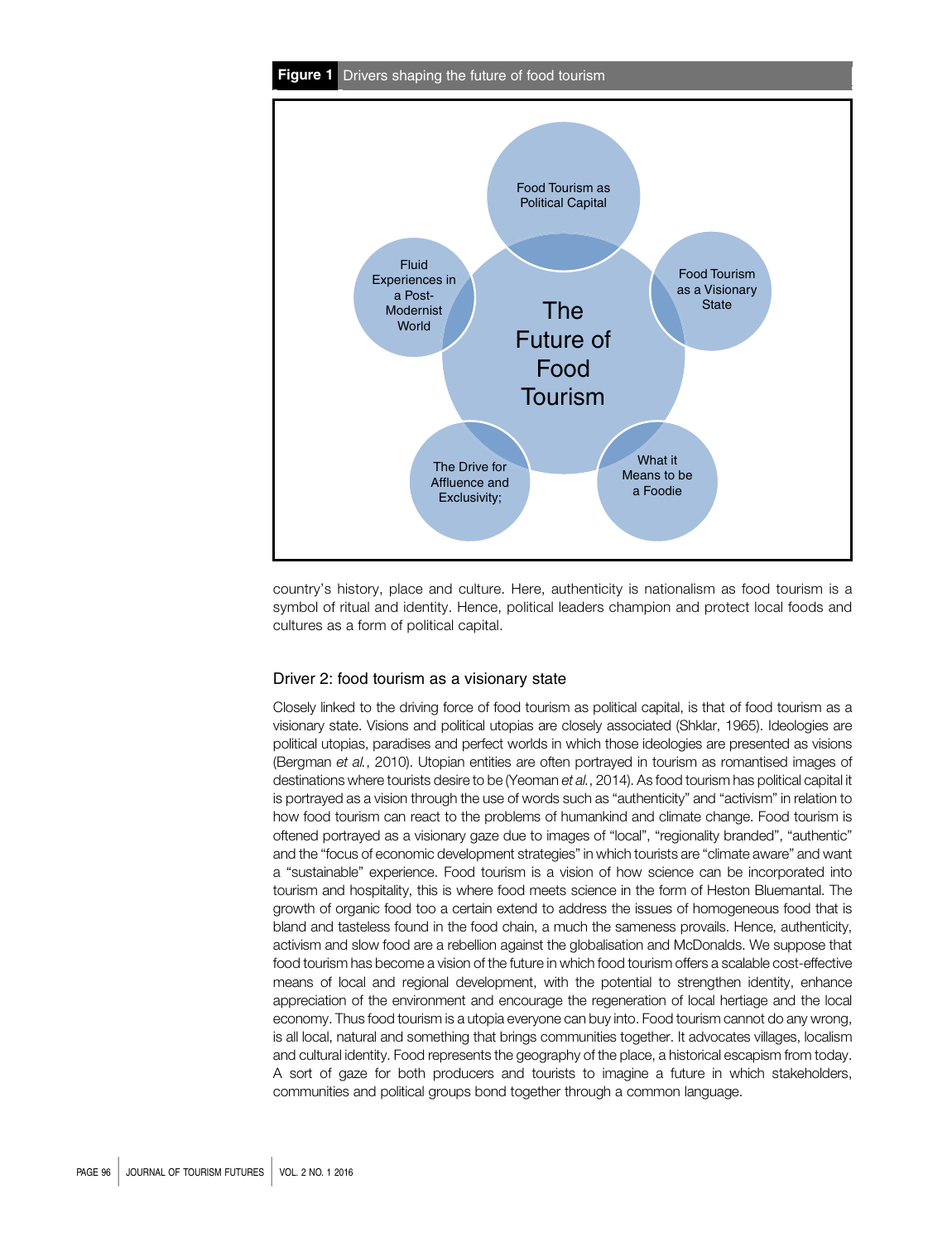**Figure 1** Drivers shaping the future of food tourism

country's history, place and culture. Here, authenticity is nationalism as food tourism is a symbol of ritual and identity. Hence, political leaders champion and protect local foods and cultures as a form of political capital.

## Driver 2: food tourism as a visionary state

Closely linked to the driving force of food tourism as political capital, is that of food tourism as a visionary state. Visions and political utopias are closely associated (Shklar, 1965). Ideologies are political utopias, paradises and perfect worlds in which those ideologies are presented as visions (Bergman *et al.*, 2010). Utopian entities are often portrayed in tourism as romantised images of destinations where tourists desire to be (Yeoman *et al.*, 2014). As food tourism has political capital it is portrayed as a vision through the use of words such as "authenticity" and "activism" in relation to how food tourism can react to the problems of humankind and climate change. Food tourism is oftened portrayed as a visionary gaze due to images of "local", "regionality branded", "authentic" and the "focus of economic development strategies" in which tourists are "climate aware" and want a "sustainable" experience. Food tourism is a vision of how science can be incorporated into tourism and hospitality, this is where food meets science in the form of Heston Bluemantal. The growth of organic food too a certain extend to address the issues of homogeneous food that is bland and tasteless found in the food chain, a much the sameness provails. Hence, authenticity, activism and slow food are a rebellion against the globalisation and McDonalds. We suppose that food tourism has become a vision of the future in which food tourism offers a scalable cost-effective means of local and regional development, with the potential to strengthen identity, enhance appreciation of the environment and encourage the regeneration of local hertiage and the local economy. Thus food tourism is a utopia everyone can buy into. Food tourism cannot do any wrong, is all local, natural and something that brings communities together. It advocates villages, localism and cultural identity. Food represents the geography of the place, a historical escapism from today. A sort of gaze for both producers and tourists to imagine a future in which stakeholders, communities and political groups bond together through a common language.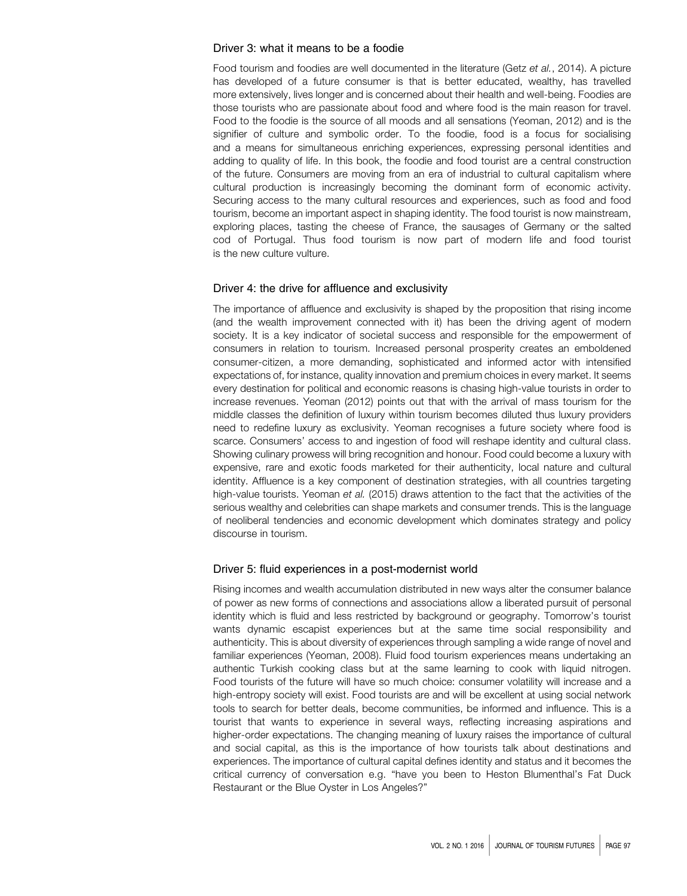### Driver 3: what it means to be a foodie

Food tourism and foodies are well documented in the literature (Getz *et al.*, 2014). A picture has developed of a future consumer is that is better educated, wealthy, has travelled more extensively, lives longer and is concerned about their health and well-being. Foodies are those tourists who are passionate about food and where food is the main reason for travel. Food to the foodie is the source of all moods and all sensations (Yeoman, 2012) and is the signifier of culture and symbolic order. To the foodie, food is a focus for socialising and a means for simultaneous enriching experiences, expressing personal identities and adding to quality of life. In this book, the foodie and food tourist are a central construction of the future. Consumers are moving from an era of industrial to cultural capitalism where cultural production is increasingly becoming the dominant form of economic activity. Securing access to the many cultural resources and experiences, such as food and food tourism, become an important aspect in shaping identity. The food tourist is now mainstream, exploring places, tasting the cheese of France, the sausages of Germany or the salted cod of Portugal. Thus food tourism is now part of modern life and food tourist is the new culture vulture.

### Driver 4: the drive for affluence and exclusivity

The importance of affluence and exclusivity is shaped by the proposition that rising income (and the wealth improvement connected with it) has been the driving agent of modern society. It is a key indicator of societal success and responsible for the empowerment of consumers in relation to tourism. Increased personal prosperity creates an emboldened consumer-citizen, a more demanding, sophisticated and informed actor with intensified expectations of, for instance, quality innovation and premium choices in every market. It seems every destination for political and economic reasons is chasing high-value tourists in order to increase revenues. Yeoman (2012) points out that with the arrival of mass tourism for the middle classes the definition of luxury within tourism becomes diluted thus luxury providers need to redefine luxury as exclusivity. Yeoman recognises a future society where food is scarce. Consumers' access to and ingestion of food will reshape identity and cultural class. Showing culinary prowess will bring recognition and honour. Food could become a luxury with expensive, rare and exotic foods marketed for their authenticity, local nature and cultural identity. Affluence is a key component of destination strategies, with all countries targeting high-value tourists. Yeoman *et al.* (2015) draws attention to the fact that the activities of the serious wealthy and celebrities can shape markets and consumer trends. This is the language of neoliberal tendencies and economic development which dominates strategy and policy discourse in tourism.

### Driver 5: fluid experiences in a post-modernist world

Rising incomes and wealth accumulation distributed in new ways alter the consumer balance of power as new forms of connections and associations allow a liberated pursuit of personal identity which is fluid and less restricted by background or geography. Tomorrow's tourist wants dynamic escapist experiences but at the same time social responsibility and authenticity. This is about diversity of experiences through sampling a wide range of novel and familiar experiences (Yeoman, 2008). Fluid food tourism experiences means undertaking an authentic Turkish cooking class but at the same learning to cook with liquid nitrogen. Food tourists of the future will have so much choice: consumer volatility will increase and a high-entropy society will exist. Food tourists are and will be excellent at using social network tools to search for better deals, become communities, be informed and influence. This is a tourist that wants to experience in several ways, reflecting increasing aspirations and higher-order expectations. The changing meaning of luxury raises the importance of cultural and social capital, as this is the importance of how tourists talk about destinations and experiences. The importance of cultural capital defines identity and status and it becomes the critical currency of conversation e.g. "have you been to Heston Blumenthal's Fat Duck Restaurant or the Blue Oyster in Los Angeles?"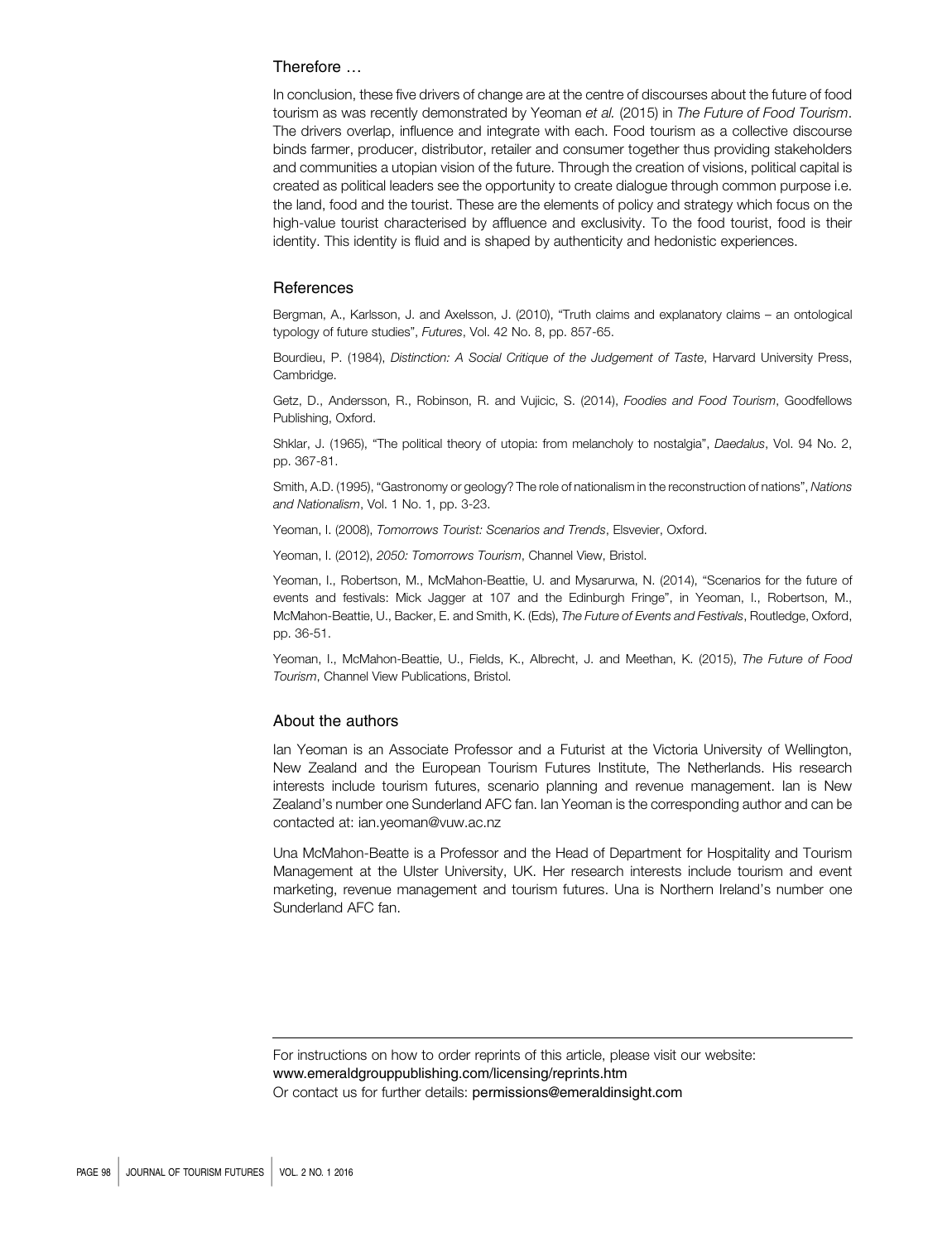## Therefore …

In conclusion, these five drivers of change are at the centre of discourses about the future of food tourism as was recently demonstrated by Yeoman *et al.* (2015) in *The Future of Food Tourism*. The drivers overlap, influence and integrate with each. Food tourism as a collective discourse binds farmer, producer, distributor, retailer and consumer together thus providing stakeholders and communities a utopian vision of the future. Through the creation of visions, political capital is created as political leaders see the opportunity to create dialogue through common purpose i.e. the land, food and the tourist. These are the elements of policy and strategy which focus on the high-value tourist characterised by affluence and exclusivity. To the food tourist, food is their identity. This identity is fluid and is shaped by authenticity and hedonistic experiences.

## References

Bergman, A., Karlsson, J. and Axelsson, J. (2010), "Truth claims and explanatory claims – an ontological typology of future studies", *Futures*, Vol. 42 No. 8, pp. 857-65.

Bourdieu, P. (1984), *Distinction: A Social Critique of the Judgement of Taste*, Harvard University Press, Cambridge.

Getz, D., Andersson, R., Robinson, R. and Vujicic, S. (2014), *Foodies and Food Tourism*, Goodfellows Publishing, Oxford.

Shklar, J. (1965), "The political theory of utopia: from melancholy to nostalgia", *Daedalus*, Vol. 94 No. 2, pp. 367-81.

Smith, A.D. (1995), "Gastronomy or geology? The role of nationalism in the reconstruction of nations", *Nations and Nationalism*, Vol. 1 No. 1, pp. 3-23.

Yeoman, I. (2008), *Tomorrows Tourist: Scenarios and Trends*, Elsvevier, Oxford.

Yeoman, I. (2012), *2050: Tomorrows Tourism*, Channel View, Bristol.

Yeoman, I., Robertson, M., McMahon-Beattie, U. and Mysarurwa, N. (2014), "Scenarios for the future of events and festivals: Mick Jagger at 107 and the Edinburgh Fringe", in Yeoman, I., Robertson, M., McMahon-Beattie, U., Backer, E. and Smith, K. (Eds), *The Future of Events and Festivals*, Routledge, Oxford, pp. 36-51.

Yeoman, I., McMahon-Beattie, U., Fields, K., Albrecht, J. and Meethan, K. (2015), *The Future of Food Tourism*, Channel View Publications, Bristol.

## About the authors

Ian Yeoman is an Associate Professor and a Futurist at the Victoria University of Wellington, New Zealand and the European Tourism Futures Institute, The Netherlands. His research interests include tourism futures, scenario planning and revenue management. Ian is New Zealand's number one Sunderland AFC fan. Ian Yeoman is the corresponding author and can be contacted at: ian.yeoman@vuw.ac.nz

Una McMahon-Beatte is a Professor and the Head of Department for Hospitality and Tourism Management at the Ulster University, UK. Her research interests include tourism and event marketing, revenue management and tourism futures. Una is Northern Ireland's number one Sunderland AFC fan.

For instructions on how to order reprints of this article, please visit our website:
www.emeraldgrouppublishing.com/licensing/reprints.htm
Or contact us for further details: permissions@emeraldinsight.com